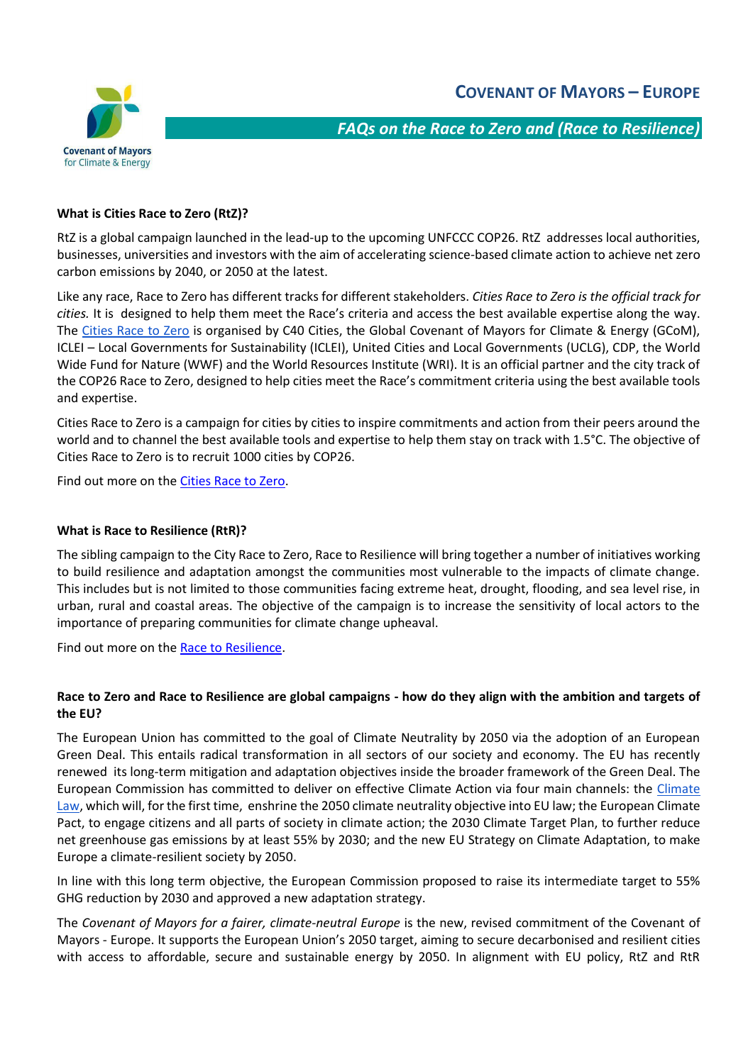# COVENANT OF MAYORS – EUROPE

## *FAQs on the Race to Zero and (Race to Resilience)*

**What is Cities Race to Zero (RtZ)?**

RtZ is a global campaign launched in the lead-up to the upcoming UNFCCC COP26. RtZ addresses local authorities, businesses, universities and investors with the aim of accelerating science-based climate action to achieve net zero carbon emissions by 2040, or 2050 at the latest.

Like any race, Race to Zero has different tracks for different stakeholders. *Cities Race to Zero is the official track for cities.* It is designed to help them meet the Race's criteria and access the best available expertise along the way. The Cities Race to Zero is organised by C40 Cities, the Global Covenant of Mayors for Climate & Energy (GCoM), ICLEI – Local Governments for Sustainability (ICLEI), United Cities and Local Governments (UCLG), CDP, the World Wide Fund for Nature (WWF) and the World Resources Institute (WRI). It is an official partner and the city track of the COP26 Race to Zero, designed to help cities meet the Race's commitment criteria using the best available tools and expertise.

Cities Race to Zero is a campaign for cities by cities to inspire commitments and action from their peers around the world and to channel the best available tools and expertise to help them stay on track with 1.5°C. The objective of Cities Race to Zero is to recruit 1000 cities by COP26.

Find out more on the Cities Race to Zero.

**What is Race to Resilience (RtR)?**

The sibling campaign to the City Race to Zero, Race to Resilience will bring together a number of initiatives working to build resilience and adaptation amongst the communities most vulnerable to the impacts of climate change. This includes but is not limited to those communities facing extreme heat, drought, flooding, and sea level rise, in urban, rural and coastal areas. The objective of the campaign is to increase the sensitivity of local actors to the importance of preparing communities for climate change upheaval.

Find out more on the Race to Resilience.

**Race to Zero and Race to Resilience are global campaigns - how do they align with the ambition and targets of the EU?**

The European Union has committed to the goal of Climate Neutrality by 2050 via the adoption of an European Green Deal. This entails radical transformation in all sectors of our society and economy. The EU has recently renewed its long-term mitigation and adaptation objectives inside the broader framework of the Green Deal. The European Commission has committed to deliver on effective Climate Action via four main channels: the Climate Law, which will, for the first time, enshrine the 2050 climate neutrality objective into EU law; the European Climate Pact, to engage citizens and all parts of society in climate action; the 2030 Climate Target Plan, to further reduce net greenhouse gas emissions by at least 55% by 2030; and the new EU Strategy on Climate Adaptation, to make Europe a climate-resilient society by 2050.

In line with this long term objective, the European Commission proposed to raise its intermediate target to 55% GHG reduction by 2030 and approved a new adaptation strategy.

The *Covenant of Mayors for a fairer, climate-neutral Europe* is the new, revised commitment of the Covenant of Mayors - Europe. It supports the European Union's 2050 target, aiming to secure decarbonised and resilient cities with access to affordable, secure and sustainable energy by 2050. In alignment with EU policy, RtZ and RtR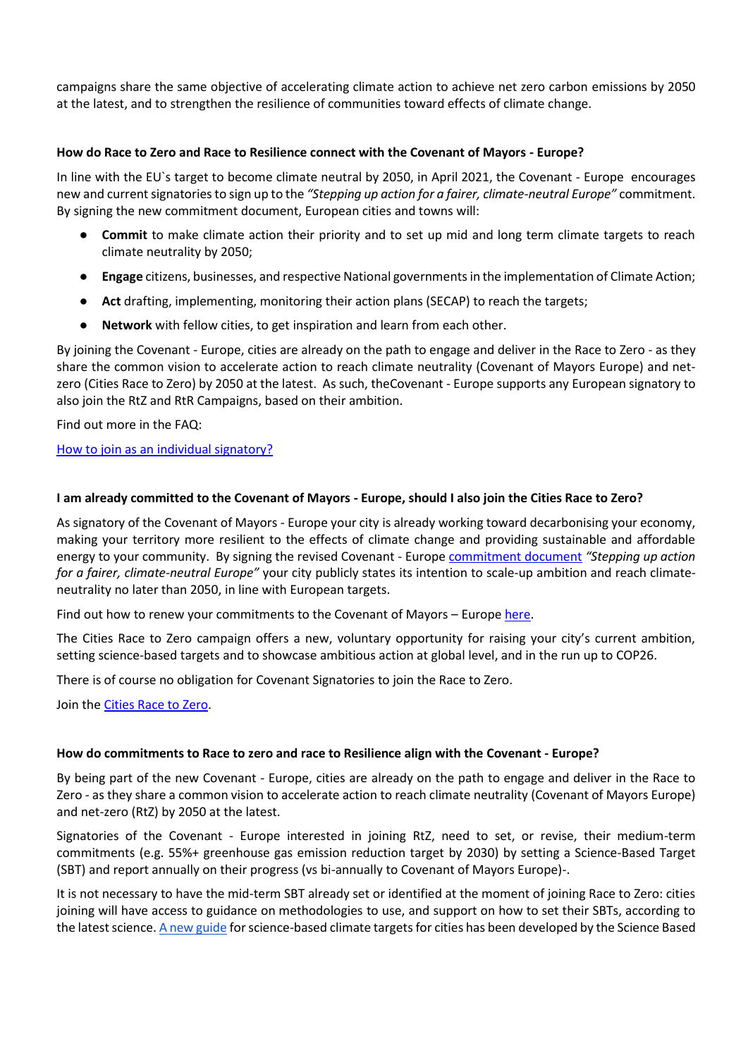campaigns share the same objective of accelerating climate action to achieve net zero carbon emissions by 2050 at the latest, and to strengthen the resilience of communities toward effects of climate change.

**How do Race to Zero and Race to Resilience connect with the Covenant of Mayors - Europe?**

In line with the EU`s target to become climate neutral by 2050, in April 2021, the Covenant - Europe encourages new and current signatories to sign up to the *"Stepping up action for a fairer, climate-neutral Europe"* commitment. By signing the new commitment document, European cities and towns will:

- **Commit** to make climate action their priority and to set up mid and long term climate targets to reach climate neutrality by 2050;
- **Engage** citizens, businesses, and respective National governments in the implementation of Climate Action;
- **Act** drafting, implementing, monitoring their action plans (SECAP) to reach the targets;
- **Network** with fellow cities, to get inspiration and learn from each other.

By joining the Covenant - Europe, cities are already on the path to engage and deliver in the Race to Zero - as they share the common vision to accelerate action to reach climate neutrality (Covenant of Mayors Europe) and net-zero (Cities Race to Zero) by 2050 at the latest. As such, theCovenant - Europe supports any European signatory to also join the RtZ and RtR Campaigns, based on their ambition.

Find out more in the FAQ:

How to join as an individual signatory?

**I am already committed to the Covenant of Mayors - Europe, should I also join the Cities Race to Zero?**

As signatory of the Covenant of Mayors - Europe your city is already working toward decarbonising your economy, making your territory more resilient to the effects of climate change and providing sustainable and affordable energy to your community. By signing the revised Covenant - Europe commitment document *"Stepping up action for a fairer, climate-neutral Europe"* your city publicly states its intention to scale-up ambition and reach climate-neutrality no later than 2050, in line with European targets.

Find out how to renew your commitments to the Covenant of Mayors – Europe here.

The Cities Race to Zero campaign offers a new, voluntary opportunity for raising your city's current ambition, setting science-based targets and to showcase ambitious action at global level, and in the run up to COP26.

There is of course no obligation for Covenant Signatories to join the Race to Zero.

Join the Cities Race to Zero.

**How do commitments to Race to zero and race to Resilience align with the Covenant - Europe?**

By being part of the new Covenant - Europe, cities are already on the path to engage and deliver in the Race to Zero - as they share a common vision to accelerate action to reach climate neutrality (Covenant of Mayors Europe) and net-zero (RtZ) by 2050 at the latest.

Signatories of the Covenant - Europe interested in joining RtZ, need to set, or revise, their medium-term commitments (e.g. 55%+ greenhouse gas emission reduction target by 2030) by setting a Science-Based Target (SBT) and report annually on their progress (vs bi-annually to Covenant of Mayors Europe)-.

It is not necessary to have the mid-term SBT already set or identified at the moment of joining Race to Zero: cities joining will have access to guidance on methodologies to use, and support on how to set their SBTs, according to the latest science. A new guide for science-based climate targets for cities has been developed by the Science Based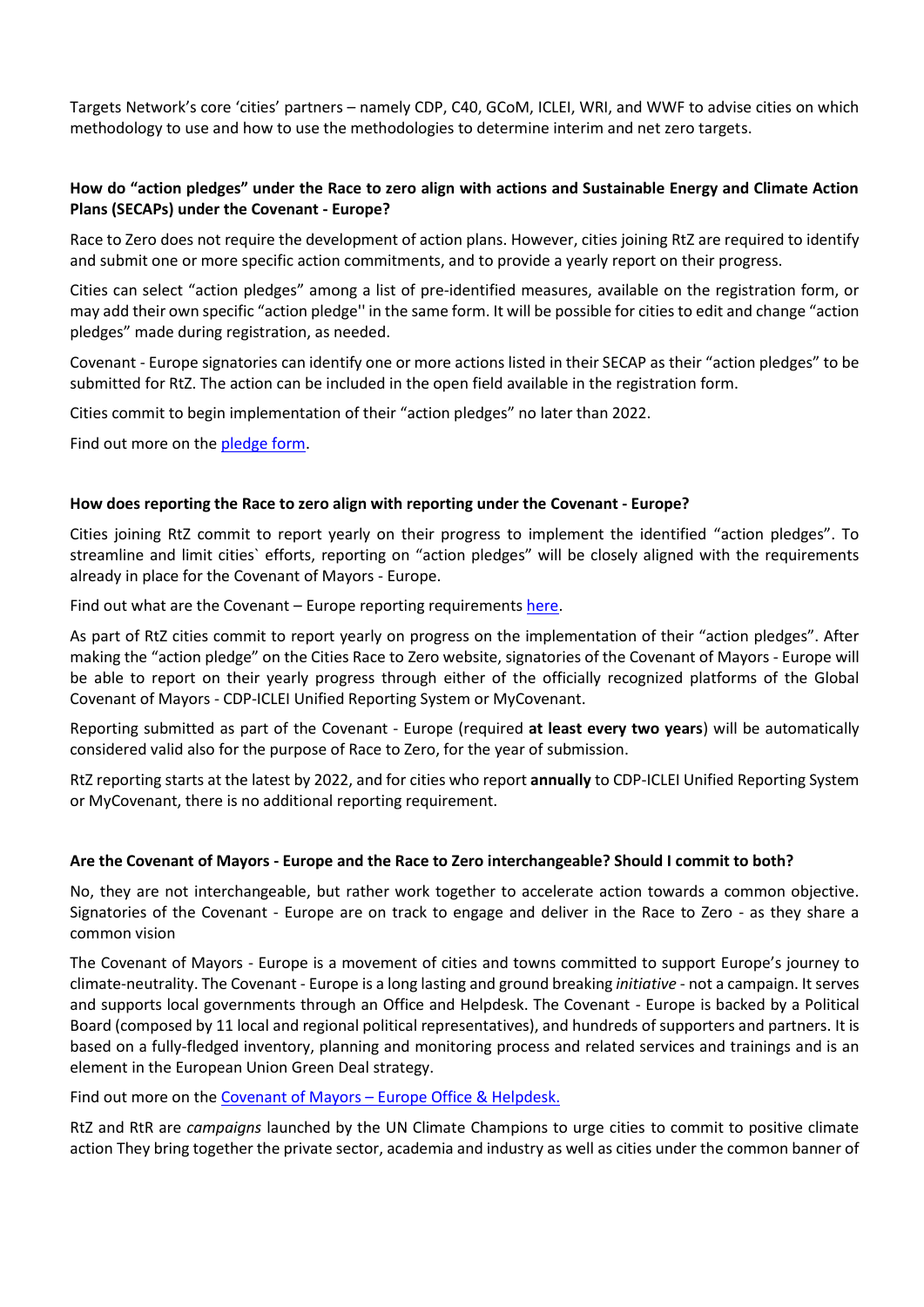Targets Network's core 'cities' partners – namely CDP, C40, GCoM, ICLEI, WRI, and WWF to advise cities on which methodology to use and how to use the methodologies to determine interim and net zero targets.

**How do "action pledges" under the Race to zero align with actions and Sustainable Energy and Climate Action Plans (SECAPs) under the Covenant - Europe?**

Race to Zero does not require the development of action plans. However, cities joining RtZ are required to identify and submit one or more specific action commitments, and to provide a yearly report on their progress.

Cities can select "action pledges" among a list of pre-identified measures, available on the registration form, or may add their own specific "action pledge'' in the same form. It will be possible for cities to edit and change "action pledges" made during registration, as needed.

Covenant - Europe signatories can identify one or more actions listed in their SECAP as their "action pledges" to be submitted for RtZ. The action can be included in the open field available in the registration form.

Cities commit to begin implementation of their "action pledges" no later than 2022.

Find out more on the pledge form.

**How does reporting the Race to zero align with reporting under the Covenant - Europe?**

Cities joining RtZ commit to report yearly on their progress to implement the identified "action pledges". To streamline and limit cities` efforts, reporting on "action pledges" will be closely aligned with the requirements already in place for the Covenant of Mayors - Europe.

Find out what are the Covenant – Europe reporting requirements here.

As part of RtZ cities commit to report yearly on progress on the implementation of their "action pledges". After making the "action pledge" on the Cities Race to Zero website, signatories of the Covenant of Mayors - Europe will be able to report on their yearly progress through either of the officially recognized platforms of the Global Covenant of Mayors - CDP-ICLEI Unified Reporting System or MyCovenant.

Reporting submitted as part of the Covenant - Europe (required **at least every two years**) will be automatically considered valid also for the purpose of Race to Zero, for the year of submission.

RtZ reporting starts at the latest by 2022, and for cities who report **annually** to CDP-ICLEI Unified Reporting System or MyCovenant, there is no additional reporting requirement.

**Are the Covenant of Mayors - Europe and the Race to Zero interchangeable? Should I commit to both?**

No, they are not interchangeable, but rather work together to accelerate action towards a common objective. Signatories of the Covenant - Europe are on track to engage and deliver in the Race to Zero - as they share a common vision

The Covenant of Mayors - Europe is a movement of cities and towns committed to support Europe's journey to climate-neutrality. The Covenant - Europe is a long lasting and ground breaking *initiative* - not a campaign. It serves and supports local governments through an Office and Helpdesk. The Covenant - Europe is backed by a Political Board (composed by 11 local and regional political representatives), and hundreds of supporters and partners. It is based on a fully-fledged inventory, planning and monitoring process and related services and trainings and is an element in the European Union Green Deal strategy.

Find out more on the Covenant of Mayors – Europe Office & Helpdesk.

RtZ and RtR are *campaigns* launched by the UN Climate Champions to urge cities to commit to positive climate action They bring together the private sector, academia and industry as well as cities under the common banner of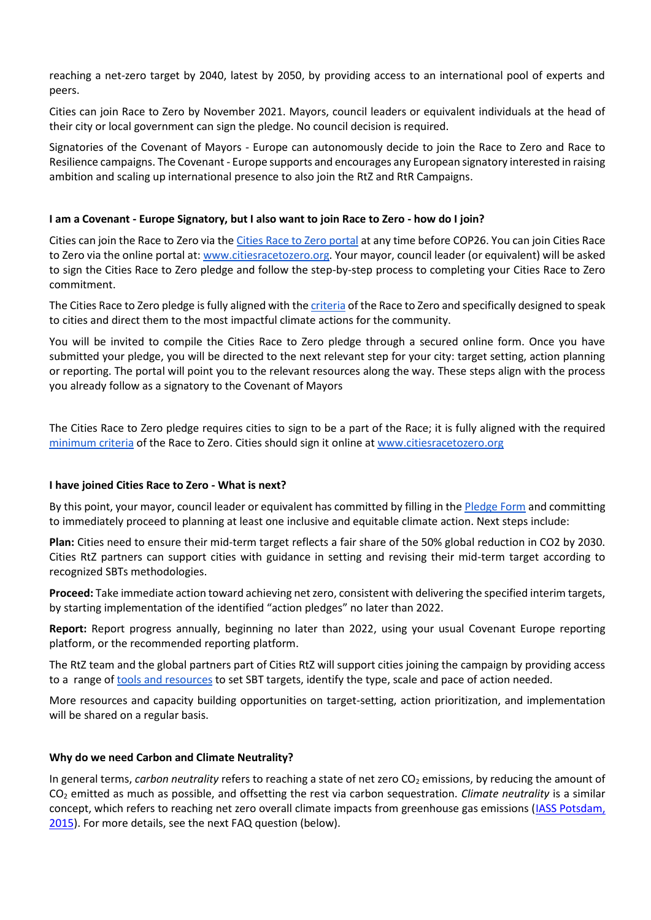reaching a net-zero target by 2040, latest by 2050, by providing access to an international pool of experts and peers.

Cities can join Race to Zero by November 2021. Mayors, council leaders or equivalent individuals at the head of their city or local government can sign the pledge. No council decision is required.

Signatories of the Covenant of Mayors - Europe can autonomously decide to join the Race to Zero and Race to Resilience campaigns. The Covenant - Europe supports and encourages any European signatory interested in raising ambition and scaling up international presence to also join the RtZ and RtR Campaigns.

**I am a Covenant - Europe Signatory, but I also want to join Race to Zero - how do I join?**

Cities can join the Race to Zero via the Cities Race to Zero portal at any time before COP26. You can join Cities Race to Zero via the online portal at: www.citiesracetozero.org. Your mayor, council leader (or equivalent) will be asked to sign the Cities Race to Zero pledge and follow the step-by-step process to completing your Cities Race to Zero commitment.

The Cities Race to Zero pledge is fully aligned with the criteria of the Race to Zero and specifically designed to speak to cities and direct them to the most impactful climate actions for the community.

You will be invited to compile the Cities Race to Zero pledge through a secured online form. Once you have submitted your pledge, you will be directed to the next relevant step for your city: target setting, action planning or reporting. The portal will point you to the relevant resources along the way. These steps align with the process you already follow as a signatory to the Covenant of Mayors

The Cities Race to Zero pledge requires cities to sign to be a part of the Race; it is fully aligned with the required minimum criteria of the Race to Zero. Cities should sign it online at www.citiesracetozero.org

**I have joined Cities Race to Zero - What is next?**

By this point, your mayor, council leader or equivalent has committed by filling in the Pledge Form and committing to immediately proceed to planning at least one inclusive and equitable climate action. Next steps include:

**Plan:** Cities need to ensure their mid-term target reflects a fair share of the 50% global reduction in CO2 by 2030. Cities RtZ partners can support cities with guidance in setting and revising their mid-term target according to recognized SBTs methodologies.

**Proceed:** Take immediate action toward achieving net zero, consistent with delivering the specified interim targets, by starting implementation of the identified "action pledges" no later than 2022.

**Report:** Report progress annually, beginning no later than 2022, using your usual Covenant Europe reporting platform, or the recommended reporting platform.

The RtZ team and the global partners part of Cities RtZ will support cities joining the campaign by providing access to a range of tools and resources to set SBT targets, identify the type, scale and pace of action needed.

More resources and capacity building opportunities on target-setting, action prioritization, and implementation will be shared on a regular basis.

**Why do we need Carbon and Climate Neutrality?**

In general terms, *carbon neutrality* refers to reaching a state of net zero $CO_2$ emissions, by reducing the amount of $CO_2$ emitted as much as possible, and offsetting the rest via carbon sequestration. *Climate neutrality* is a similar concept, which refers to reaching net zero overall climate impacts from greenhouse gas emissions (IASS Potsdam, 2015). For more details, see the next FAQ question (below).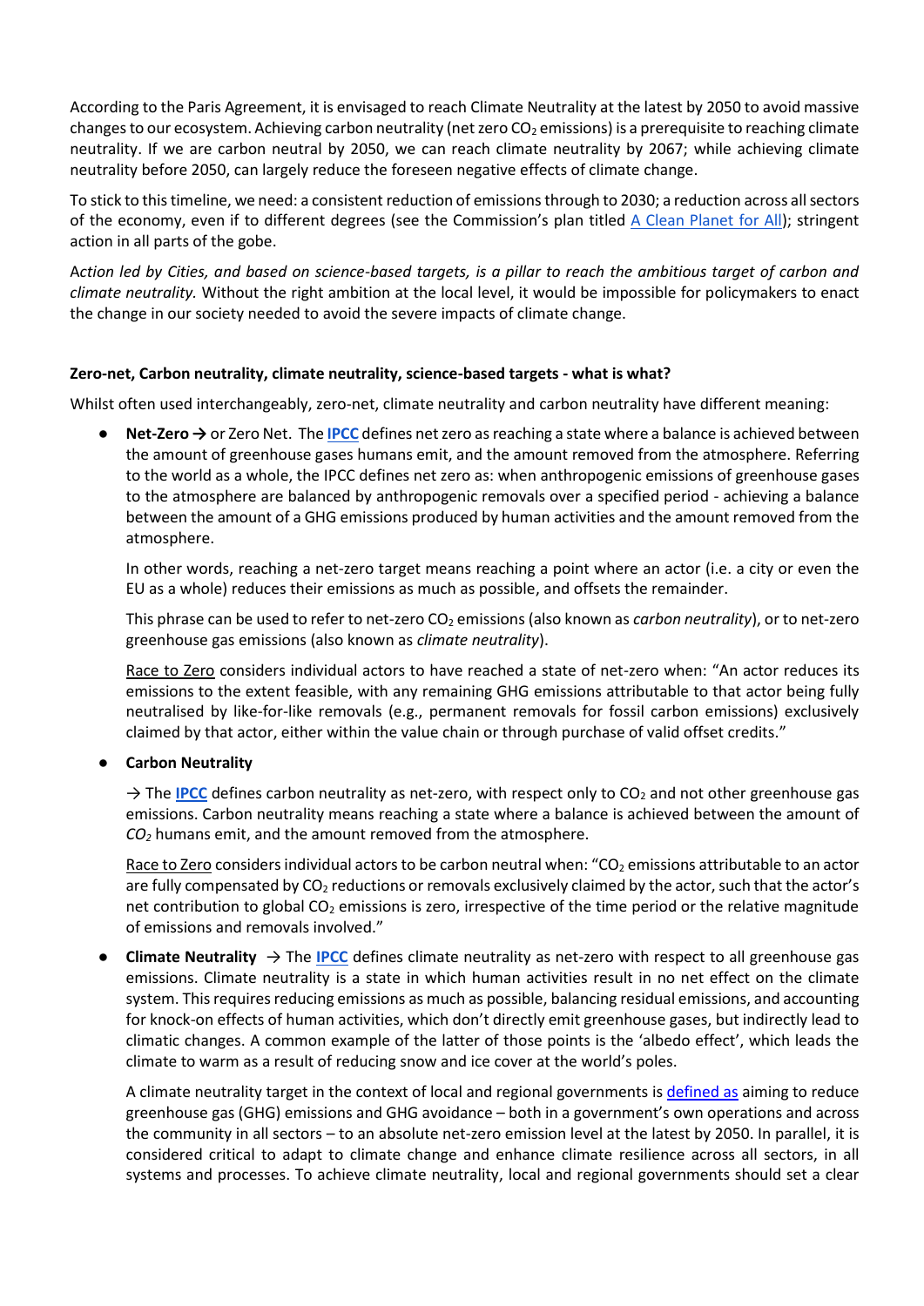According to the Paris Agreement, it is envisaged to reach Climate Neutrality at the latest by 2050 to avoid massive changes to our ecosystem. Achieving carbon neutrality (net zero $CO_2$ emissions) is a prerequisite to reaching climate neutrality. If we are carbon neutral by 2050, we can reach climate neutrality by 2067; while achieving climate neutrality before 2050, can largely reduce the foreseen negative effects of climate change.

To stick to this timeline, we need: a consistent reduction of emissions through to 2030; a reduction across all sectors of the economy, even if to different degrees (see the Commission's plan titled A Clean Planet for All); stringent action in all parts of the gobe.

*Action led by Cities, and based on science-based targets, is a pillar to reach the ambitious target of carbon and climate neutrality.* Without the right ambition at the local level, it would be impossible for policymakers to enact the change in our society needed to avoid the severe impacts of climate change.

**Zero-net, Carbon neutrality, climate neutrality, science-based targets - what is what?**

Whilst often used interchangeably, zero-net, climate neutrality and carbon neutrality have different meaning:

- **Net-Zero →** or Zero Net. The **IPCC** defines net zero as reaching a state where a balance is achieved between the amount of greenhouse gases humans emit, and the amount removed from the atmosphere. Referring to the world as a whole, the IPCC defines net zero as: when anthropogenic emissions of greenhouse gases to the atmosphere are balanced by anthropogenic removals over a specified period - achieving a balance between the amount of a GHG emissions produced by human activities and the amount removed from the atmosphere.

  In other words, reaching a net-zero target means reaching a point where an actor (i.e. a city or even the EU as a whole) reduces their emissions as much as possible, and offsets the remainder.

  This phrase can be used to refer to net-zero $CO_2$ emissions (also known as *carbon neutrality*), or to net-zero greenhouse gas emissions (also known as *climate neutrality*).

  Race to Zero considers individual actors to have reached a state of net-zero when: "An actor reduces its emissions to the extent feasible, with any remaining GHG emissions attributable to that actor being fully neutralised by like-for-like removals (e.g., permanent removals for fossil carbon emissions) exclusively claimed by that actor, either within the value chain or through purchase of valid offset credits."

- **Carbon Neutrality**

  → The **IPCC** defines carbon neutrality as net-zero, with respect only to $CO_2$ and not other greenhouse gas emissions. Carbon neutrality means reaching a state where a balance is achieved between the amount of *$CO_2$* humans emit, and the amount removed from the atmosphere.

  Race to Zero considers individual actors to be carbon neutral when: "$CO_2$ emissions attributable to an actor are fully compensated by $CO_2$ reductions or removals exclusively claimed by the actor, such that the actor's net contribution to global $CO_2$ emissions is zero, irrespective of the time period or the relative magnitude of emissions and removals involved."

- **Climate Neutrality** → The **IPCC** defines climate neutrality as net-zero with respect to all greenhouse gas emissions. Climate neutrality is a state in which human activities result in no net effect on the climate system. This requires reducing emissions as much as possible, balancing residual emissions, and accounting for knock-on effects of human activities, which don't directly emit greenhouse gases, but indirectly lead to climatic changes. A common example of the latter of those points is the 'albedo effect', which leads the climate to warm as a result of reducing snow and ice cover at the world's poles.

  A climate neutrality target in the context of local and regional governments is defined as aiming to reduce greenhouse gas (GHG) emissions and GHG avoidance – both in a government's own operations and across the community in all sectors – to an absolute net-zero emission level at the latest by 2050. In parallel, it is considered critical to adapt to climate change and enhance climate resilience across all sectors, in all systems and processes. To achieve climate neutrality, local and regional governments should set a clear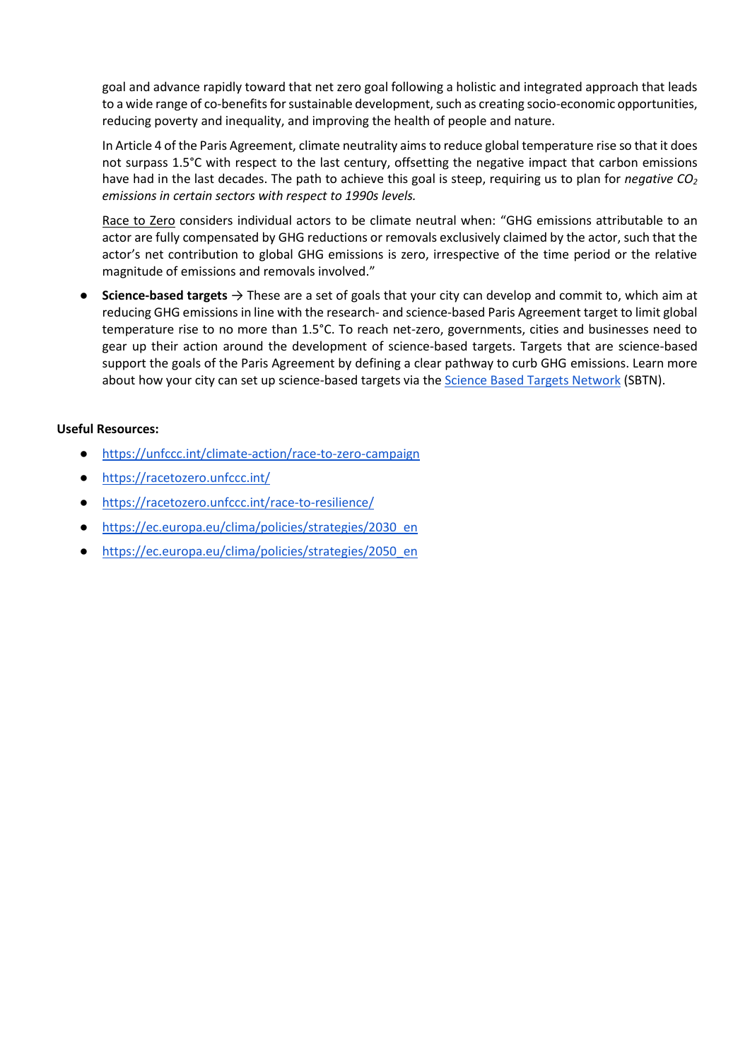goal and advance rapidly toward that net zero goal following a holistic and integrated approach that leads to a wide range of co-benefits for sustainable development, such as creating socio-economic opportunities, reducing poverty and inequality, and improving the health of people and nature.

In Article 4 of the Paris Agreement, climate neutrality aims to reduce global temperature rise so that it does not surpass 1.5°C with respect to the last century, offsetting the negative impact that carbon emissions have had in the last decades. The path to achieve this goal is steep, requiring us to plan for *negative $CO_2$ emissions in certain sectors with respect to 1990s levels.*

Race to Zero considers individual actors to be climate neutral when: "GHG emissions attributable to an actor are fully compensated by GHG reductions or removals exclusively claimed by the actor, such that the actor's net contribution to global GHG emissions is zero, irrespective of the time period or the relative magnitude of emissions and removals involved."

- **Science-based targets** → These are a set of goals that your city can develop and commit to, which aim at reducing GHG emissions in line with the research- and science-based Paris Agreement target to limit global temperature rise to no more than 1.5°C. To reach net-zero, governments, cities and businesses need to gear up their action around the development of science-based targets. Targets that are science-based support the goals of the Paris Agreement by defining a clear pathway to curb GHG emissions. Learn more about how your city can set up science-based targets via the Science Based Targets Network (SBTN).

**Useful Resources:**

- https://unfccc.int/climate-action/race-to-zero-campaign
- https://racetozero.unfccc.int/
- https://racetozero.unfccc.int/race-to-resilience/
- https://ec.europa.eu/clima/policies/strategies/2030_en
- https://ec.europa.eu/clima/policies/strategies/2050_en